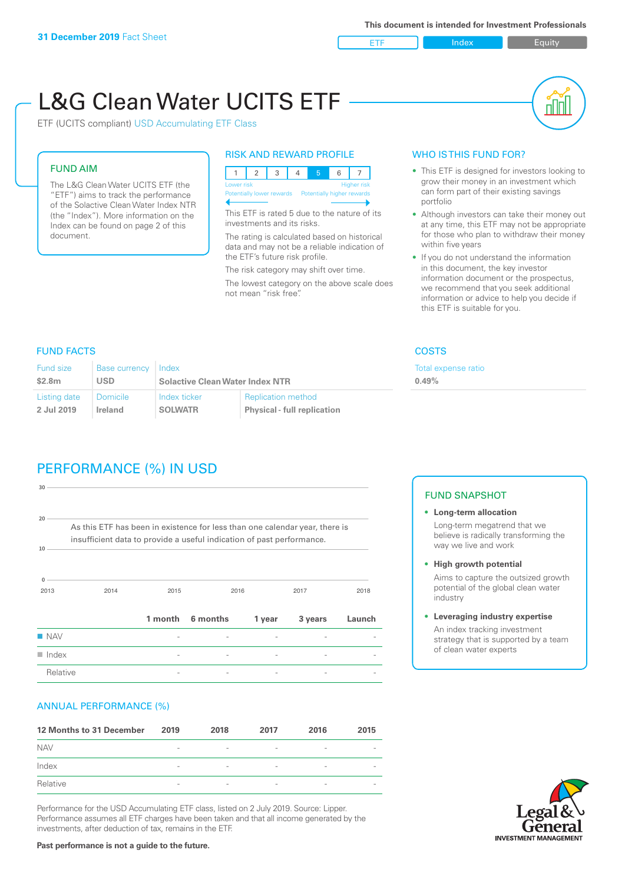**31 December 2019** Fact Sheet

**This document is intended for Investment Professionals**

ETF | Index | Equity

# L&G Clean Water UCITS ETF

ETF (UCITS compliant) USD Accumulating ETF Class

## FUND AIM

The L&G Clean Water UCITS ETF (the "ETF") aims to track the performance of the Solactive Clean Water Index NTR (the "Index"). More information on the Index can be found on page 2 of this document.

## RISK AND REWARD PROFILE

| 1 | 2 | 3 | 4 | 5 | 6 | 7 |
|---|---|---|---|---|---|---|

Lower risk — Higher risk
Potentially lower rewards — Potentially higher rewards

This ETF is rated 5 due to the nature of its investments and its risks.

The rating is calculated based on historical data and may not be a reliable indication of the ETF's future risk profile.

The risk category may shift over time.

The lowest category on the above scale does not mean "risk free".

## WHO IS THIS FUND FOR?

- This ETF is designed for investors looking to grow their money in an investment which can form part of their existing savings portfolio
- Although investors can take their money out at any time, this ETF may not be appropriate for those who plan to withdraw their money within five years
- If you do not understand the information in this document, the key investor information document or the prospectus, we recommend that you seek additional information or advice to help you decide if this ETF is suitable for you.

## FUND FACTS

| Fund size | Base currency | Index | |
|---|---|---|---|
| **$2.8m** | **USD** | **Solactive Clean Water Index NTR** | |
| **Listing date** | **Domicile** | **Index ticker** | **Replication method** |
| **2 Jul 2019** | **Ireland** | **SOLWATR** | **Physical - full replication** |

## COSTS

Total expense ratio
**0.49%**

## PERFORMANCE (%) IN USD

As this ETF has been in existence for less than one calendar year, there is insufficient data to provide a useful indication of past performance.

| | 1 month | 6 months | 1 year | 3 years | Launch |
|---|---|---|---|---|---|
| NAV | - | - | - | - | - |
| Index | - | - | - | - | - |
| Relative | - | - | - | - | - |

## ANNUAL PERFORMANCE (%)

| 12 Months to 31 December | 2019 | 2018 | 2017 | 2016 | 2015 |
|---|---|---|---|---|---|
| NAV | - | - | - | - | - |
| Index | - | - | - | - | - |
| Relative | - | - | - | - | - |

Performance for the USD Accumulating ETF class, listed on 2 July 2019. Source: Lipper. Performance assumes all ETF charges have been taken and that all income generated by the investments, after deduction of tax, remains in the ETF.

**Past performance is not a guide to the future.**

## FUND SNAPSHOT

- **Long-term allocation**
  Long-term megatrend that we believe is radically transforming the way we live and work
- **High growth potential**
  Aims to capture the outsized growth potential of the global clean water industry
- **Leveraging industry expertise**
  An index tracking investment strategy that is supported by a team of clean water experts

Legal & General INVESTMENT MANAGEMENT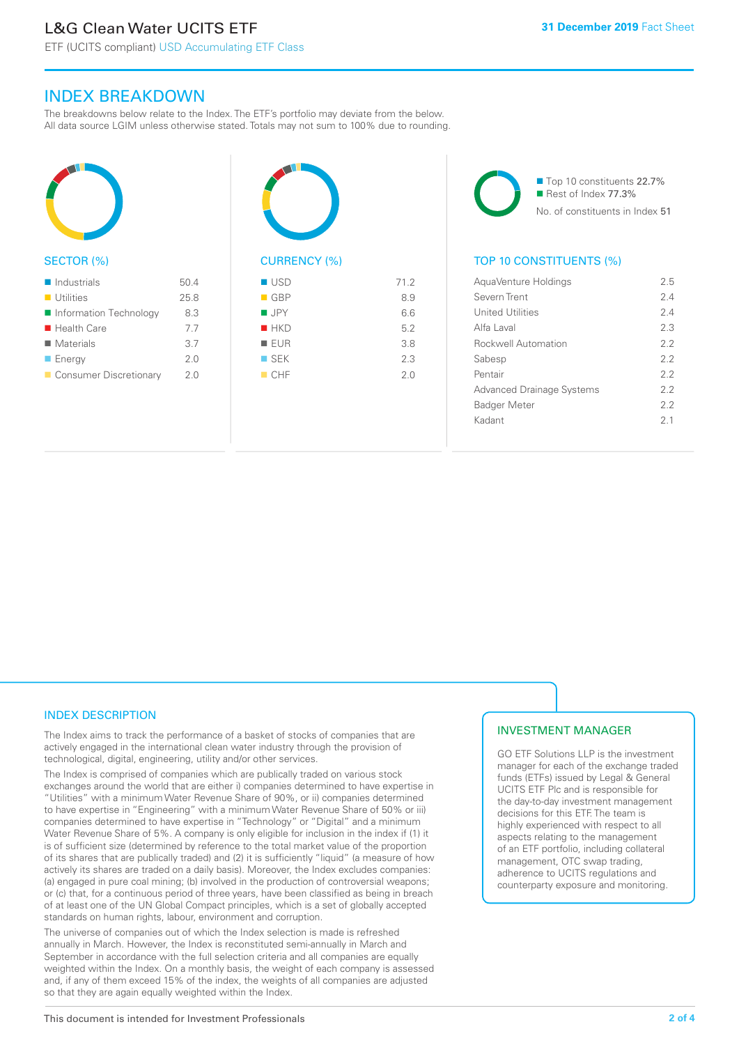# L&G Clean Water UCITS ETF

ETF (UCITS compliant) USD Accumulating ETF Class

31 December 2019 Fact Sheet

## INDEX BREAKDOWN

The breakdowns below relate to the Index. The ETF's portfolio may deviate from the below. All data source LGIM unless otherwise stated. Totals may not sum to 100% due to rounding.

### SECTOR (%)

| Sector | % |
|---|---|
| Industrials | 50.4 |
| Utilities | 25.8 |
| Information Technology | 8.3 |
| Health Care | 7.7 |
| Materials | 3.7 |
| Energy | 2.0 |
| Consumer Discretionary | 2.0 |

### CURRENCY (%)

| Currency | % |
|---|---|
| USD | 71.2 |
| GBP | 8.9 |
| JPY | 6.6 |
| HKD | 5.2 |
| EUR | 3.8 |
| SEK | 2.3 |
| CHF | 2.0 |

Top 10 constituents 22.7%
Rest of Index 77.3%
No. of constituents in Index 51

### TOP 10 CONSTITUENTS (%)

| Constituent | % |
|---|---|
| AquaVenture Holdings | 2.5 |
| Severn Trent | 2.4 |
| United Utilities | 2.4 |
| Alfa Laval | 2.3 |
| Rockwell Automation | 2.2 |
| Sabesp | 2.2 |
| Pentair | 2.2 |
| Advanced Drainage Systems | 2.2 |
| Badger Meter | 2.2 |
| Kadant | 2.1 |

## INDEX DESCRIPTION

The Index aims to track the performance of a basket of stocks of companies that are actively engaged in the international clean water industry through the provision of technological, digital, engineering, utility and/or other services.

The Index is comprised of companies which are publically traded on various stock exchanges around the world that are either i) companies determined to have expertise in "Utilities" with a minimum Water Revenue Share of 90%, or ii) companies determined to have expertise in "Engineering" with a minimum Water Revenue Share of 50% or iii) companies determined to have expertise in "Technology" or "Digital" and a minimum Water Revenue Share of 5%. A company is only eligible for inclusion in the index if (1) it is of sufficient size (determined by reference to the total market value of the proportion of its shares that are publically traded) and (2) it is sufficiently "liquid" (a measure of how actively its shares are traded on a daily basis). Moreover, the Index excludes companies: (a) engaged in pure coal mining; (b) involved in the production of controversial weapons; or (c) that, for a continuous period of three years, have been classified as being in breach of at least one of the UN Global Compact principles, which is a set of globally accepted standards on human rights, labour, environment and corruption.

The universe of companies out of which the Index selection is made is refreshed annually in March. However, the Index is reconstituted semi-annually in March and September in accordance with the full selection criteria and all companies are equally weighted within the Index. On a monthly basis, the weight of each company is assessed and, if any of them exceed 15% of the index, the weights of all companies are adjusted so that they are again equally weighted within the Index.

## INVESTMENT MANAGER

GO ETF Solutions LLP is the investment manager for each of the exchange traded funds (ETFs) issued by Legal & General UCITS ETF Plc and is responsible for the day-to-day investment management decisions for this ETF. The team is highly experienced with respect to all aspects relating to the management of an ETF portfolio, including collateral management, OTC swap trading, adherence to UCITS regulations and counterparty exposure and monitoring.

This document is intended for Investment Professionals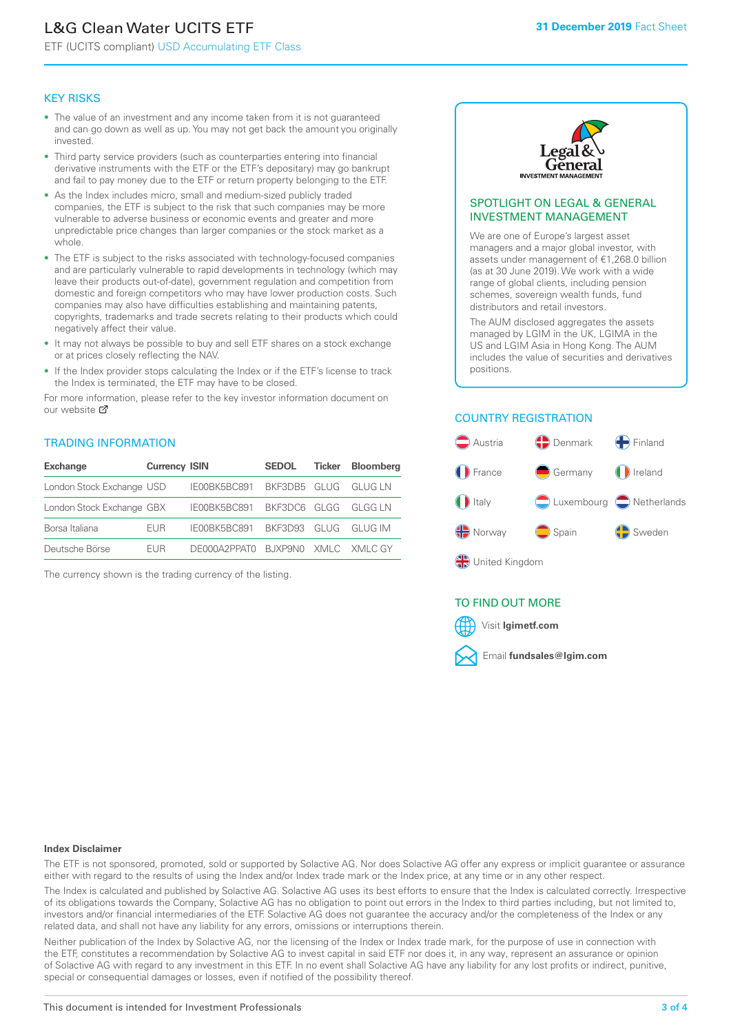# L&G Clean Water UCITS ETF

ETF (UCITS compliant) USD Accumulating ETF Class

**31 December 2019** Fact Sheet

## KEY RISKS

- The value of an investment and any income taken from it is not guaranteed and can go down as well as up. You may not get back the amount you originally invested.
- Third party service providers (such as counterparties entering into financial derivative instruments with the ETF or the ETF's depositary) may go bankrupt and fail to pay money due to the ETF or return property belonging to the ETF.
- As the Index includes micro, small and medium-sized publicly traded companies, the ETF is subject to the risk that such companies may be more vulnerable to adverse business or economic events and greater and more unpredictable price changes than larger companies or the stock market as a whole.
- The ETF is subject to the risks associated with technology-focused companies and are particularly vulnerable to rapid developments in technology (which may leave their products out-of-date), government regulation and competition from domestic and foreign competitors who may have lower production costs. Such companies may also have difficulties establishing and maintaining patents, copyrights, trademarks and trade secrets relating to their products which could negatively affect their value.
- It may not always be possible to buy and sell ETF shares on a stock exchange or at prices closely reflecting the NAV.
- If the Index provider stops calculating the Index or if the ETF's license to track the Index is terminated, the ETF may have to be closed.

For more information, please refer to the key investor information document on our website

## TRADING INFORMATION

| Exchange | Currency | ISIN | SEDOL | Ticker | Bloomberg |
|---|---|---|---|---|---|
| London Stock Exchange | USD | IE00BK5BC891 | BKF3DB5 | GLUG | GLUG LN |
| London Stock Exchange | GBX | IE00BK5BC891 | BKF3DC6 | GLGG | GLGG LN |
| Borsa Italiana | EUR | IE00BK5BC891 | BKF3D93 | GLUG | GLUG IM |
| Deutsche Börse | EUR | DE000A2PPAT0 | BJXP9N0 | XMLC | XMLC GY |

The currency shown is the trading currency of the listing.

## SPOTLIGHT ON LEGAL & GENERAL INVESTMENT MANAGEMENT

We are one of Europe's largest asset managers and a major global investor, with assets under management of €1,268.0 billion (as at 30 June 2019). We work with a wide range of global clients, including pension schemes, sovereign wealth funds, fund distributors and retail investors.

The AUM disclosed aggregates the assets managed by LGIM in the UK, LGIMA in the US and LGIM Asia in Hong Kong. The AUM includes the value of securities and derivatives positions.

## COUNTRY REGISTRATION

Austria, Denmark, Finland, France, Germany, Ireland, Italy, Luxembourg, Netherlands, Norway, Spain, Sweden, United Kingdom

## TO FIND OUT MORE

Visit **lgimetf.com**

Email **fundsales@lgim.com**

**Index Disclaimer**

The ETF is not sponsored, promoted, sold or supported by Solactive AG. Nor does Solactive AG offer any express or implicit guarantee or assurance either with regard to the results of using the Index and/or Index trade mark or the Index price, at any time or in any other respect.

The Index is calculated and published by Solactive AG. Solactive AG uses its best efforts to ensure that the Index is calculated correctly. Irrespective of its obligations towards the Company, Solactive AG has no obligation to point out errors in the Index to third parties including, but not limited to, investors and/or financial intermediaries of the ETF. Solactive AG does not guarantee the accuracy and/or the completeness of the Index or any related data, and shall not have any liability for any errors, omissions or interruptions therein.

Neither publication of the Index by Solactive AG, nor the licensing of the Index or Index trade mark, for the purpose of use in connection with the ETF, constitutes a recommendation by Solactive AG to invest capital in said ETF nor does it, in any way, represent an assurance or opinion of Solactive AG with regard to any investment in this ETF. In no event shall Solactive AG have any liability for any lost profits or indirect, punitive, special or consequential damages or losses, even if notified of the possibility thereof.

This document is intended for Investment Professionals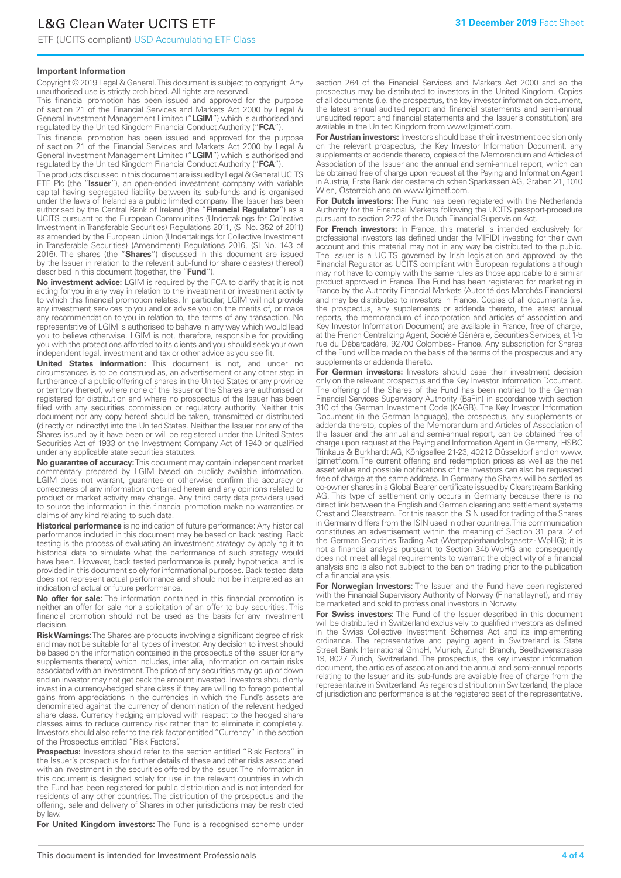### Important Information

Copyright © 2019 Legal & General. This document is subject to copyright. Any unauthorised use is strictly prohibited. All rights are reserved.

This financial promotion has been issued and approved for the purpose of section 21 of the Financial Services and Markets Act 2000 by Legal & General Investment Management Limited ("**LGIM**") which is authorised and regulated by the United Kingdom Financial Conduct Authority ("**FCA**").

This financial promotion has been issued and approved for the purpose of section 21 of the Financial Services and Markets Act 2000 by Legal & General Investment Management Limited ("**LGIM**") which is authorised and regulated by the United Kingdom Financial Conduct Authority ("**FCA**").

The products discussed in this document are issued by Legal & General UCITS ETF Plc (the "**Issuer**"), an open-ended investment company with variable capital having segregated liability between its sub-funds and is organised under the laws of Ireland as a public limited company. The Issuer has been authorised by the Central Bank of Ireland (the "**Financial Regulator**") as a UCITS pursuant to the European Communities (Undertakings for Collective Investment in Transferable Securities) Regulations 2011, (SI No. 352 of 2011) as amended by the European Union (Undertakings for Collective Investment in Transferable Securities) (Amendment) Regulations 2016, (SI No. 143 of 2016). The shares (the "**Shares**") discussed in this document are issued by the Issuer in relation to the relevant sub-fund (or share class(es) thereof) described in this document (together, the "**Fund**").

**No investment advice:** LGIM is required by the FCA to clarify that it is not acting for you in any way in relation to the investment or investment activity to which this financial promotion relates. In particular, LGIM will not provide any investment services to you and or advise you on the merits of, or make any recommendation to you in relation to, the terms of any transaction. No representative of LGIM is authorised to behave in any way which would lead you to believe otherwise. LGIM is not, therefore, responsible for providing you with the protections afforded to its clients and you should seek your own independent legal, investment and tax or other advice as you see fit.

**United States information:** This document is not, and under no circumstances is to be construed as, an advertisement or any other step in furtherance of a public offering of shares in the United States or any province or territory thereof, where none of the Issuer or the Shares are authorised or registered for distribution and where no prospectus of the Issuer has been filed with any securities commission or regulatory authority. Neither this document nor any copy hereof should be taken, transmitted or distributed (directly or indirectly) into the United States. Neither the Issuer nor any of the Shares issued by it have been or will be registered under the United States Securities Act of 1933 or the Investment Company Act of 1940 or qualified under any applicable state securities statutes.

**No guarantee of accuracy:** This document may contain independent market commentary prepared by LGIM based on publicly available information. LGIM does not warrant, guarantee or otherwise confirm the accuracy or correctness of any information contained herein and any opinions related to product or market activity may change. Any third party data providers used to source the information in this financial promotion make no warranties or claims of any kind relating to such data.

**Historical performance** is no indication of future performance: Any historical performance included in this document may be based on back testing. Back testing is the process of evaluating an investment strategy by applying it to historical data to simulate what the performance of such strategy would have been. However, back tested performance is purely hypothetical and is provided in this document solely for informational purposes. Back tested data does not represent actual performance and should not be interpreted as an indication of actual or future performance.

**No offer for sale:** The information contained in this financial promotion is neither an offer for sale nor a solicitation of an offer to buy securities. This financial promotion should not be used as the basis for any investment decision.

**Risk Warnings:** The Shares are products involving a significant degree of risk and may not be suitable for all types of investor. Any decision to invest should be based on the information contained in the prospectus of the Issuer (or any supplements thereto) which includes, inter alia, information on certain risks associated with an investment. The price of any securities may go up or down and an investor may not get back the amount invested. Investors should only invest in a currency-hedged share class if they are willing to forego potential gains from appreciations in the currencies in which the Fund's assets are denominated against the currency of denomination of the relevant hedged share class. Currency hedging employed with respect to the hedged share classes aims to reduce currency risk rather than to eliminate it completely. Investors should also refer to the risk factor entitled "Currency" in the section of the Prospectus entitled "Risk Factors".

**Prospectus:** Investors should refer to the section entitled "Risk Factors" in the Issuer's prospectus for further details of these and other risks associated with an investment in the securities offered by the Issuer. The information in this document is designed solely for use in the relevant countries in which the Fund has been registered for public distribution and is not intended for residents of any other countries. The distribution of the prospectus and the offering, sale and delivery of Shares in other jurisdictions may be restricted by law.

**For United Kingdom investors:** The Fund is a recognised scheme under section 264 of the Financial Services and Markets Act 2000 and so the prospectus may be distributed to investors in the United Kingdom. Copies of all documents (i.e. the prospectus, the key investor information document, the latest annual audited report and financial statements and semi-annual unaudited report and financial statements and the Issuer's constitution) are available in the United Kingdom from www.lgimetf.com.

**For Austrian investors:** Investors should base their investment decision only on the relevant prospectus, the Key Investor Information Document, any supplements or addenda thereto, copies of the Memorandum and Articles of Association of the Issuer and the annual and semi-annual report, which can be obtained free of charge upon request at the Paying and Information Agent in Austria, Erste Bank der oesterreichischen Sparkassen AG, Graben 21, 1010 Wien, Österreich and on www.lgimetf.com.

**For Dutch investors:** The Fund has been registered with the Netherlands Authority for the Financial Markets following the UCITS passport-procedure pursuant to section 2:72 of the Dutch Financial Supervision Act.

**For French investors:** In France, this material is intended exclusively for professional investors (as defined under the MIFID) investing for their own account and this material may not in any way be distributed to the public. The Issuer is a UCITS governed by Irish legislation and approved by the Financial Regulator as UCITS compliant with European regulations although may not have to comply with the same rules as those applicable to a similar product approved in France. The Fund has been registered for marketing in France by the Authority Financial Markets (Autorité des Marchés Financiers) and may be distributed to investors in France. Copies of all documents (i.e. the prospectus, any supplements or addenda thereto, the latest annual reports, the memorandum of incorporation and articles of association and Key Investor Information Document) are available in France, free of charge, at the French Centralizing Agent, Société Générale, Securities Services, at 1-5 rue du Débarcadère, 92700 Colombes - France. Any subscription for Shares of the Fund will be made on the basis of the terms of the prospectus and any supplements or addenda thereto.

**For German investors:** Investors should base their investment decision only on the relevant prospectus and the Key Investor Information Document. The offering of the Shares of the Fund has been notified to the German Financial Services Supervisory Authority (BaFin) in accordance with section 310 of the German Investment Code (KAGB). The Key Investor Information Document (in the German language), the prospectus, any supplements or addenda thereto, copies of the Memorandum and Articles of Association of the Issuer and the annual and semi-annual report, can be obtained free of charge upon request at the Paying and Information Agent in Germany, HSBC Trinkaus & Burkhardt AG, Königsallee 21-23, 40212 Düsseldorf and on www.lgimetf.com. The current offering and redemption prices as well as the net asset value and possible notifications of the investors can also be requested free of charge at the same address. In Germany the Shares will be settled as co-owner shares in a Global Bearer certificate issued by Clearstream Banking AG. This type of settlement only occurs in Germany because there is no direct link between the English and German clearing and settlement systems Crest and Clearstream. For this reason the ISIN used for trading of the Shares in Germany differs from the ISIN used in other countries. This communication constitutes an advertisement within the meaning of Section 31 para. 2 of the German Securities Trading Act (Wertpapierhandelsgesetz - WpHG); it is not a financial analysis pursuant to Section 34b WpHG and consequently does not meet all legal requirements to warrant the objectivity of a financial analysis and is also not subject to the ban on trading prior to the publication of a financial analysis.

**For Norwegian Investors:** The Issuer and the Fund have been registered with the Financial Supervisory Authority of Norway (Finanstilsynet), and may be marketed and sold to professional investors in Norway.

**For Swiss investors:** The Fund of the Issuer described in this document will be distributed in Switzerland exclusively to qualified investors as defined in the Swiss Collective Investment Schemes Act and its implementing ordinance. The representative and paying agent in Switzerland is State Street Bank International GmbH, Munich, Zurich Branch, Beethovenstrasse 19, 8027 Zurich, Switzerland. The prospectus, the key investor information document, the articles of association and the annual and semi-annual reports relating to the Issuer and its sub-funds are available free of charge from the representative in Switzerland. As regards distribution in Switzerland, the place of jurisdiction and performance is at the registered seat of the representative.